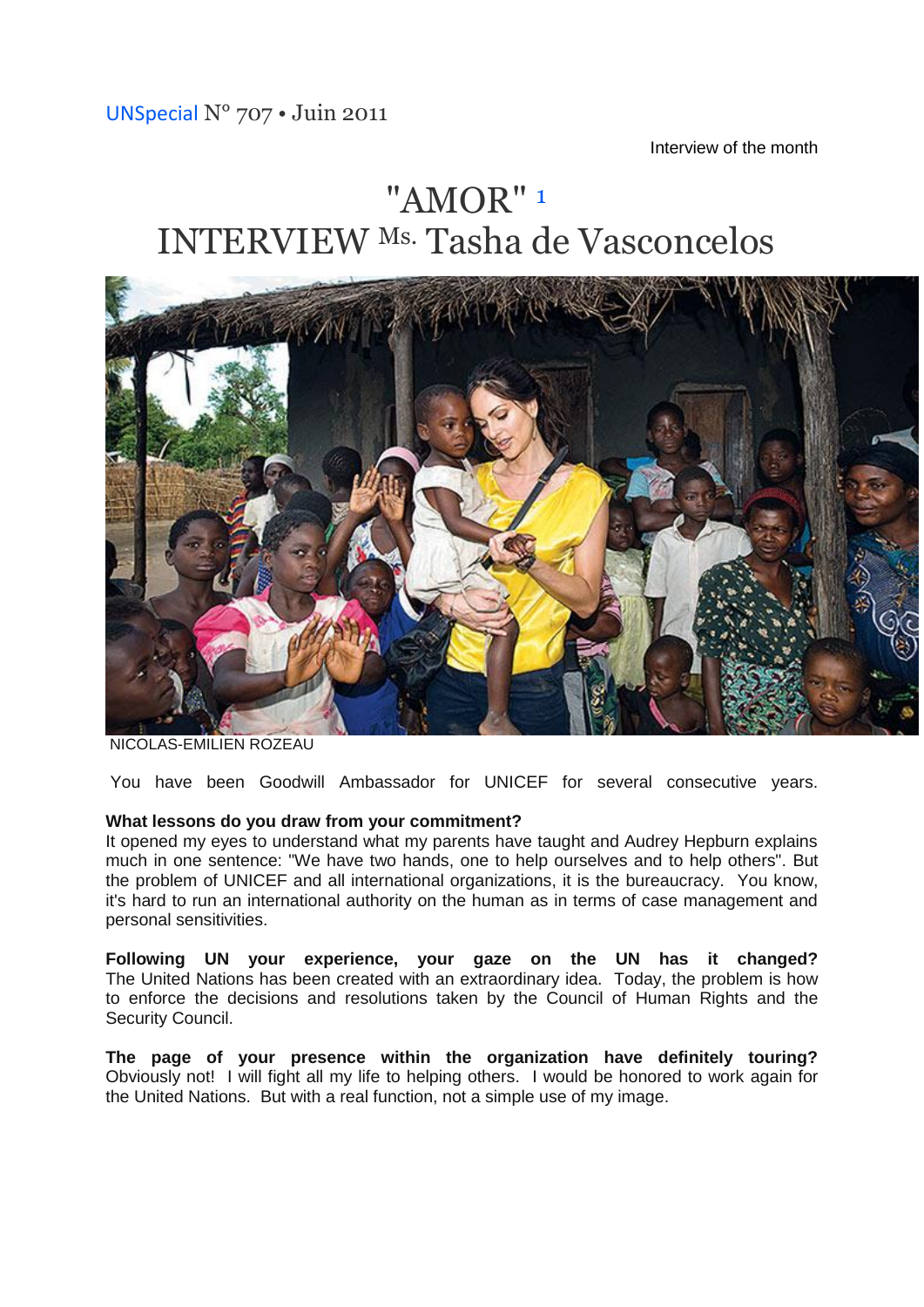UNSpecial N° 707 • Juin 2011

Interview of the month

# "AMOR" [1]

# INTERVIEW Ms. Tasha de Vasconcelos

NICOLAS-EMILIEN ROZEAU

You have been Goodwill Ambassador for UNICEF for several consecutive years.

**What lessons do you draw from your commitment?**
It opened my eyes to understand what my parents have taught and Audrey Hepburn explains much in one sentence: "We have two hands, one to help ourselves and to help others". But the problem of UNICEF and all international organizations, it is the bureaucracy. You know, it's hard to run an international authority on the human as in terms of case management and personal sensitivities.

**Following UN your experience, your gaze on the UN has it changed?**
The United Nations has been created with an extraordinary idea. Today, the problem is how to enforce the decisions and resolutions taken by the Council of Human Rights and the Security Council.

**The page of your presence within the organization have definitely touring?**
Obviously not! I will fight all my life to helping others. I would be honored to work again for the United Nations. But with a real function, not a simple use of my image.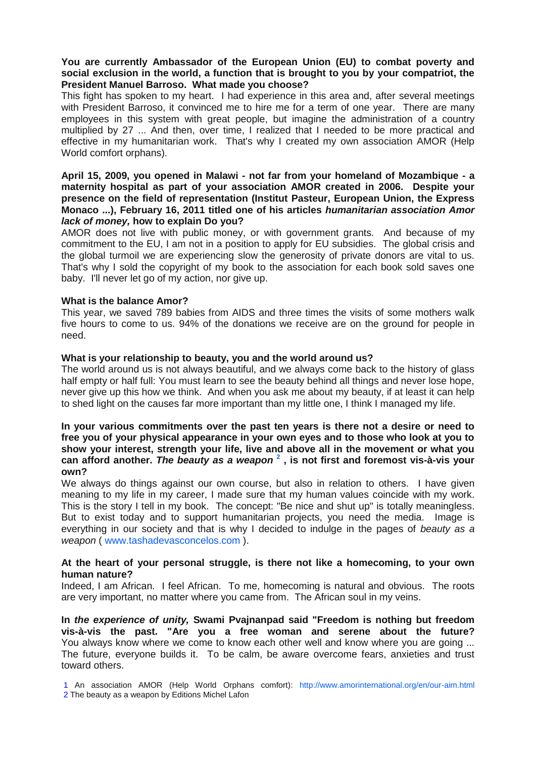**You are currently Ambassador of the European Union (EU) to combat poverty and social exclusion in the world, a function that is brought to you by your compatriot, the President Manuel Barroso. What made you choose?**
This fight has spoken to my heart. I had experience in this area and, after several meetings with President Barroso, it convinced me to hire me for a term of one year. There are many employees in this system with great people, but imagine the administration of a country multiplied by 27 ... And then, over time, I realized that I needed to be more practical and effective in my humanitarian work. That's why I created my own association AMOR (Help World comfort orphans).

**April 15, 2009, you opened in Malawi - not far from your homeland of Mozambique - a maternity hospital as part of your association AMOR created in 2006. Despite your presence on the field of representation (Institut Pasteur, European Union, the Express Monaco ...), February 16, 2011 titled one of his articles *humanitarian association Amor lack of money,* how to explain Do you?**
AMOR does not live with public money, or with government grants. And because of my commitment to the EU, I am not in a position to apply for EU subsidies. The global crisis and the global turmoil we are experiencing slow the generosity of private donors are vital to us. That's why I sold the copyright of my book to the association for each book sold saves one baby. I'll never let go of my action, nor give up.

**What is the balance Amor?**
This year, we saved 789 babies from AIDS and three times the visits of some mothers walk five hours to come to us. 94% of the donations we receive are on the ground for people in need.

**What is your relationship to beauty, you and the world around us?**
The world around us is not always beautiful, and we always come back to the history of glass half empty or half full: You must learn to see the beauty behind all things and never lose hope, never give up this how we think. And when you ask me about my beauty, if at least it can help to shed light on the causes far more important than my little one, I think I managed my life.

**In your various commitments over the past ten years is there not a desire or need to free you of your physical appearance in your own eyes and to those who look at you to show your interest, strength your life, live and above all in the movement or what you can afford another. *The beauty as a weapon* [2] , is not first and foremost vis-à-vis your own?**
We always do things against our own course, but also in relation to others. I have given meaning to my life in my career, I made sure that my human values coincide with my work. This is the story I tell in my book. The concept: "Be nice and shut up" is totally meaningless. But to exist today and to support humanitarian projects, you need the media. Image is everything in our society and that is why I decided to indulge in the pages of *beauty as a weapon* ( www.tashadevasconcelos.com ).

**At the heart of your personal struggle, is there not like a homecoming, to your own human nature?**
Indeed, I am African. I feel African. To me, homecoming is natural and obvious. The roots are very important, no matter where you came from. The African soul in my veins.

**In *the experience of unity,* Swami Pvajnanpad said "Freedom is nothing but freedom vis-à-vis the past. "Are you a free woman and serene about the future?**
You always know where we come to know each other well and know where you are going ... The future, everyone builds it. To be calm, be aware overcome fears, anxieties and trust toward others.

1 An association AMOR (Help World Orphans comfort): http://www.amorinternational.org/en/our-aim.html
2 The beauty as a weapon by Editions Michel Lafon